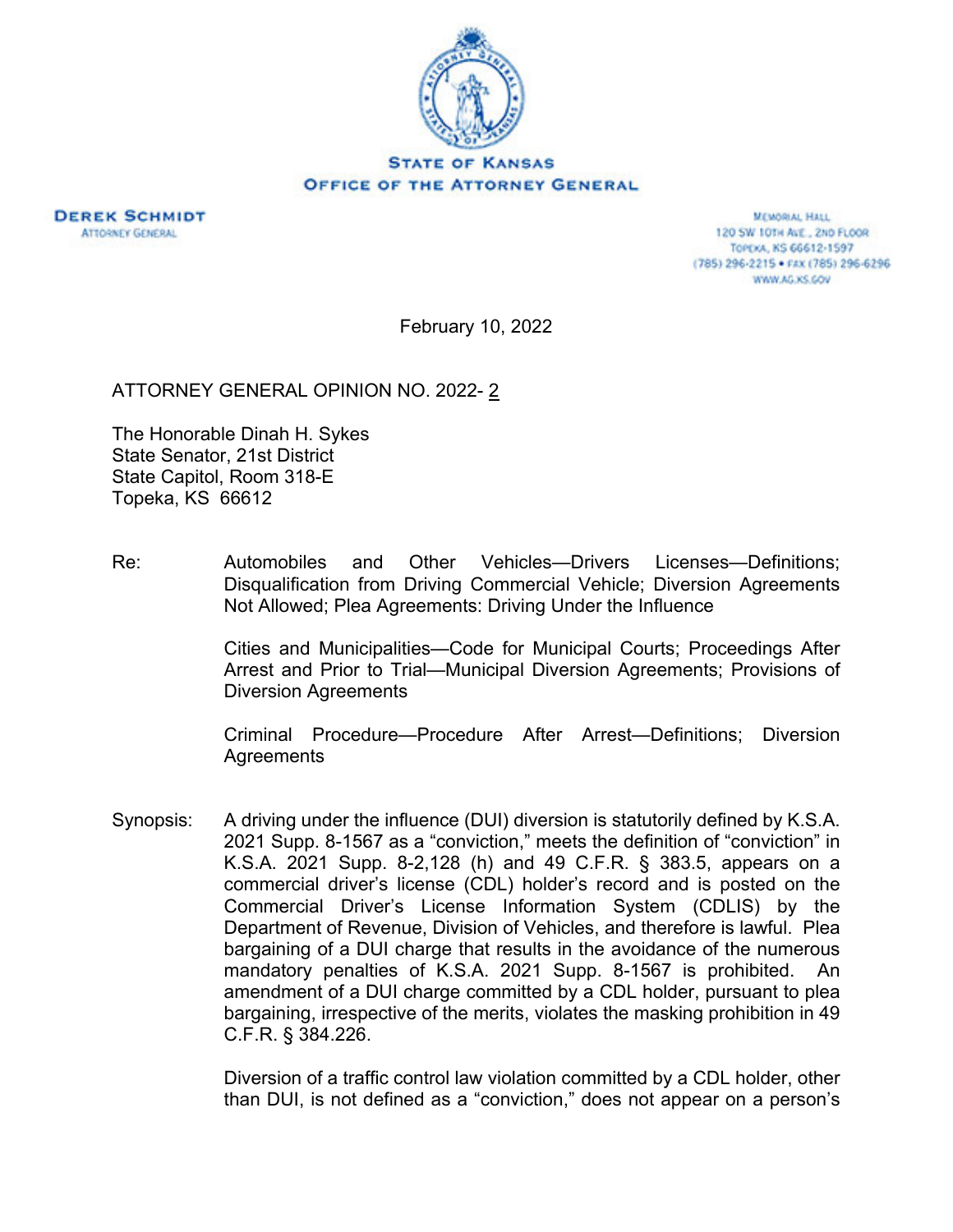STATE OF KANSAS
OFFICE OF THE ATTORNEY GENERAL

DEREK SCHMIDT
ATTORNEY GENERAL

MEMORIAL HALL
120 SW 10TH AVE., 2ND FLOOR
TOPEKA, KS 66612-1597
(785) 296-2215 • FAX (785) 296-6296
WWW.AG.KS.GOV

February 10, 2022

ATTORNEY GENERAL OPINION NO. 2022- 2

The Honorable Dinah H. Sykes
State Senator, 21st District
State Capitol, Room 318-E
Topeka, KS 66612

Re: Automobiles and Other Vehicles—Drivers Licenses—Definitions; Disqualification from Driving Commercial Vehicle; Diversion Agreements Not Allowed; Plea Agreements: Driving Under the Influence

Cities and Municipalities—Code for Municipal Courts; Proceedings After Arrest and Prior to Trial—Municipal Diversion Agreements; Provisions of Diversion Agreements

Criminal Procedure—Procedure After Arrest—Definitions; Diversion Agreements

Synopsis: A driving under the influence (DUI) diversion is statutorily defined by K.S.A. 2021 Supp. 8-1567 as a "conviction," meets the definition of "conviction" in K.S.A. 2021 Supp. 8-2,128 (h) and 49 C.F.R. § 383.5, appears on a commercial driver's license (CDL) holder's record and is posted on the Commercial Driver's License Information System (CDLIS) by the Department of Revenue, Division of Vehicles, and therefore is lawful. Plea bargaining of a DUI charge that results in the avoidance of the numerous mandatory penalties of K.S.A. 2021 Supp. 8-1567 is prohibited. An amendment of a DUI charge committed by a CDL holder, pursuant to plea bargaining, irrespective of the merits, violates the masking prohibition in 49 C.F.R. § 384.226.

Diversion of a traffic control law violation committed by a CDL holder, other than DUI, is not defined as a "conviction," does not appear on a person's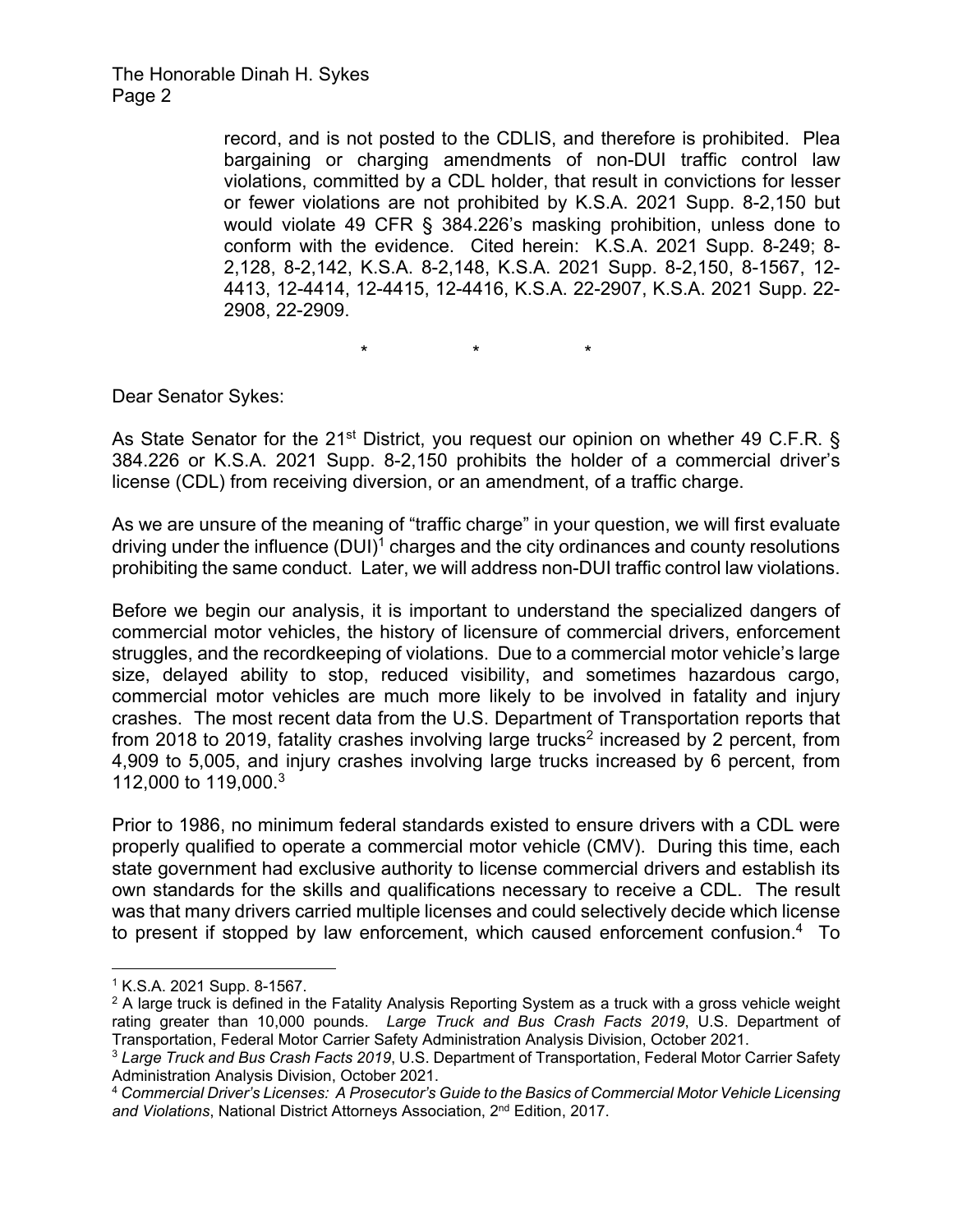record, and is not posted to the CDLIS, and therefore is prohibited. Plea bargaining or charging amendments of non-DUI traffic control law violations, committed by a CDL holder, that result in convictions for lesser or fewer violations are not prohibited by K.S.A. 2021 Supp. 8-2,150 but would violate 49 CFR § 384.226's masking prohibition, unless done to conform with the evidence. Cited herein: K.S.A. 2021 Supp. 8-249; 8-2,128, 8-2,142, K.S.A. 8-2,148, K.S.A. 2021 Supp. 8-2,150, 8-1567, 12-4413, 12-4414, 12-4415, 12-4416, K.S.A. 22-2907, K.S.A. 2021 Supp. 22-2908, 22-2909.

\*     \*     \*

Dear Senator Sykes:

As State Senator for the 21st District, you request our opinion on whether 49 C.F.R. § 384.226 or K.S.A. 2021 Supp. 8-2,150 prohibits the holder of a commercial driver's license (CDL) from receiving diversion, or an amendment, of a traffic charge.

As we are unsure of the meaning of "traffic charge" in your question, we will first evaluate driving under the influence (DUI)[1] charges and the city ordinances and county resolutions prohibiting the same conduct. Later, we will address non-DUI traffic control law violations.

Before we begin our analysis, it is important to understand the specialized dangers of commercial motor vehicles, the history of licensure of commercial drivers, enforcement struggles, and the recordkeeping of violations. Due to a commercial motor vehicle's large size, delayed ability to stop, reduced visibility, and sometimes hazardous cargo, commercial motor vehicles are much more likely to be involved in fatality and injury crashes. The most recent data from the U.S. Department of Transportation reports that from 2018 to 2019, fatality crashes involving large trucks[2] increased by 2 percent, from 4,909 to 5,005, and injury crashes involving large trucks increased by 6 percent, from 112,000 to 119,000.[3]

Prior to 1986, no minimum federal standards existed to ensure drivers with a CDL were properly qualified to operate a commercial motor vehicle (CMV). During this time, each state government had exclusive authority to license commercial drivers and establish its own standards for the skills and qualifications necessary to receive a CDL. The result was that many drivers carried multiple licenses and could selectively decide which license to present if stopped by law enforcement, which caused enforcement confusion.[4] To

---

[1] K.S.A. 2021 Supp. 8-1567.

[2] A large truck is defined in the Fatality Analysis Reporting System as a truck with a gross vehicle weight rating greater than 10,000 pounds. *Large Truck and Bus Crash Facts 2019*, U.S. Department of Transportation, Federal Motor Carrier Safety Administration Analysis Division, October 2021.

[3] *Large Truck and Bus Crash Facts 2019*, U.S. Department of Transportation, Federal Motor Carrier Safety Administration Analysis Division, October 2021.

[4] *Commercial Driver's Licenses: A Prosecutor's Guide to the Basics of Commercial Motor Vehicle Licensing and Violations*, National District Attorneys Association, 2nd Edition, 2017.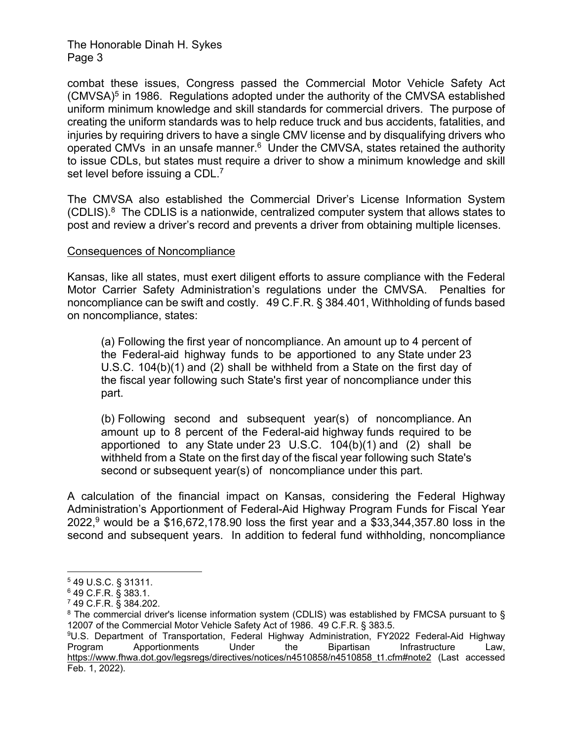combat these issues, Congress passed the Commercial Motor Vehicle Safety Act (CMVSA)[5] in 1986. Regulations adopted under the authority of the CMVSA established uniform minimum knowledge and skill standards for commercial drivers. The purpose of creating the uniform standards was to help reduce truck and bus accidents, fatalities, and injuries by requiring drivers to have a single CMV license and by disqualifying drivers who operated CMVs in an unsafe manner.[6] Under the CMVSA, states retained the authority to issue CDLs, but states must require a driver to show a minimum knowledge and skill set level before issuing a CDL.[7]

The CMVSA also established the Commercial Driver's License Information System (CDLIS).[8] The CDLIS is a nationwide, centralized computer system that allows states to post and review a driver's record and prevents a driver from obtaining multiple licenses.

<u>Consequences of Noncompliance</u>

Kansas, like all states, must exert diligent efforts to assure compliance with the Federal Motor Carrier Safety Administration's regulations under the CMVSA. Penalties for noncompliance can be swift and costly. 49 C.F.R. § 384.401, Withholding of funds based on noncompliance, states:

> (a) Following the first year of noncompliance. An amount up to 4 percent of the Federal-aid highway funds to be apportioned to any State under 23 U.S.C. 104(b)(1) and (2) shall be withheld from a State on the first day of the fiscal year following such State's first year of noncompliance under this part.
>
> (b) Following second and subsequent year(s) of noncompliance. An amount up to 8 percent of the Federal-aid highway funds required to be apportioned to any State under 23 U.S.C. 104(b)(1) and (2) shall be withheld from a State on the first day of the fiscal year following such State's second or subsequent year(s) of noncompliance under this part.

A calculation of the financial impact on Kansas, considering the Federal Highway Administration's Apportionment of Federal-Aid Highway Program Funds for Fiscal Year 2022,[9] would be a $16,672,178.90 loss the first year and a $33,344,357.80 loss in the second and subsequent years. In addition to federal fund withholding, noncompliance

---

[5] 49 U.S.C. § 31311.

[6] 49 C.F.R. § 383.1.

[7] 49 C.F.R. § 384.202.

[8] The commercial driver's license information system (CDLIS) was established by FMCSA pursuant to § 12007 of the Commercial Motor Vehicle Safety Act of 1986. 49 C.F.R. § 383.5.

[9] U.S. Department of Transportation, Federal Highway Administration, FY2022 Federal-Aid Highway Program Apportionments Under the Bipartisan Infrastructure Law, https://www.fhwa.dot.gov/legsregs/directives/notices/n4510858/n4510858_t1.cfm#note2 (Last accessed Feb. 1, 2022).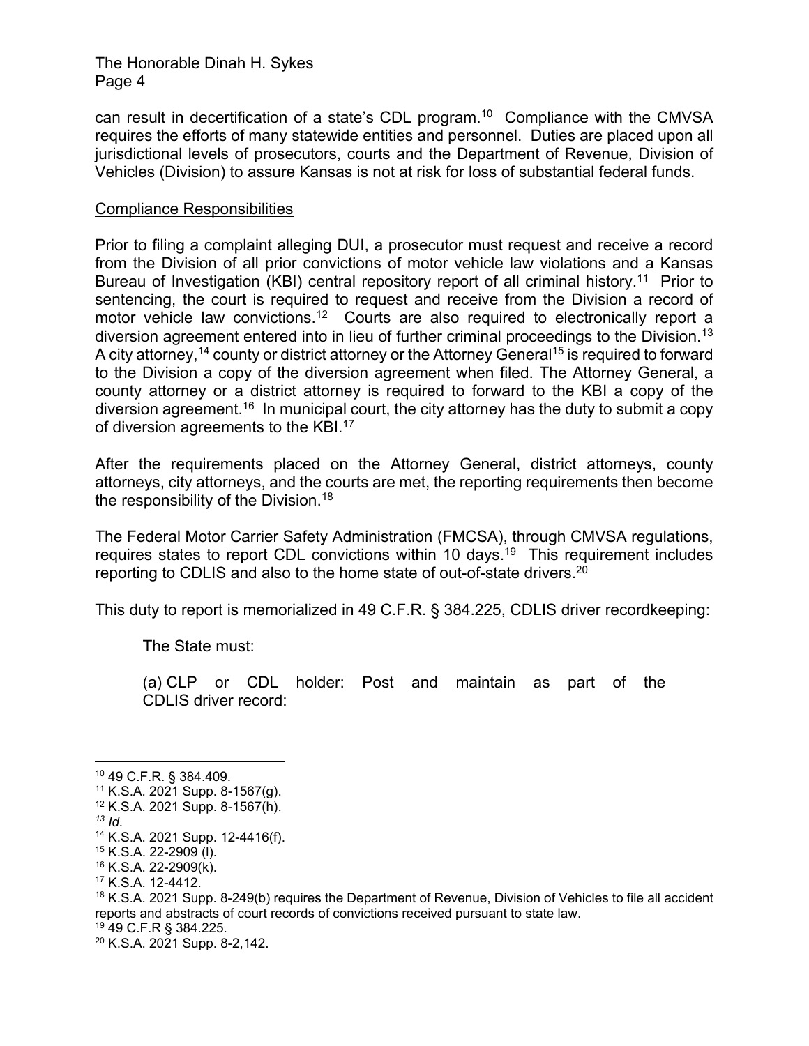can result in decertification of a state's CDL program.[10] Compliance with the CMVSA requires the efforts of many statewide entities and personnel. Duties are placed upon all jurisdictional levels of prosecutors, courts and the Department of Revenue, Division of Vehicles (Division) to assure Kansas is not at risk for loss of substantial federal funds.

Compliance Responsibilities

Prior to filing a complaint alleging DUI, a prosecutor must request and receive a record from the Division of all prior convictions of motor vehicle law violations and a Kansas Bureau of Investigation (KBI) central repository report of all criminal history.[11] Prior to sentencing, the court is required to request and receive from the Division a record of motor vehicle law convictions.[12] Courts are also required to electronically report a diversion agreement entered into in lieu of further criminal proceedings to the Division.[13] A city attorney,[14] county or district attorney or the Attorney General[15] is required to forward to the Division a copy of the diversion agreement when filed. The Attorney General, a county attorney or a district attorney is required to forward to the KBI a copy of the diversion agreement.[16] In municipal court, the city attorney has the duty to submit a copy of diversion agreements to the KBI.[17]

After the requirements placed on the Attorney General, district attorneys, county attorneys, city attorneys, and the courts are met, the reporting requirements then become the responsibility of the Division.[18]

The Federal Motor Carrier Safety Administration (FMCSA), through CMVSA regulations, requires states to report CDL convictions within 10 days.[19] This requirement includes reporting to CDLIS and also to the home state of out-of-state drivers.[20]

This duty to report is memorialized in 49 C.F.R. § 384.225, CDLIS driver recordkeeping:

> The State must:
>
> (a) CLP or CDL holder: Post and maintain as part of the CDLIS driver record:

---

[10] 49 C.F.R. § 384.409.

[11] K.S.A. 2021 Supp. 8-1567(g).

[12] K.S.A. 2021 Supp. 8-1567(h).

[13] *Id.*

[14] K.S.A. 2021 Supp. 12-4416(f).

[15] K.S.A. 22-2909 (l).

[16] K.S.A. 22-2909(k).

[17] K.S.A. 12-4412.

[18] K.S.A. 2021 Supp. 8-249(b) requires the Department of Revenue, Division of Vehicles to file all accident reports and abstracts of court records of convictions received pursuant to state law.

[19] 49 C.F.R § 384.225.

[20] K.S.A. 2021 Supp. 8-2,142.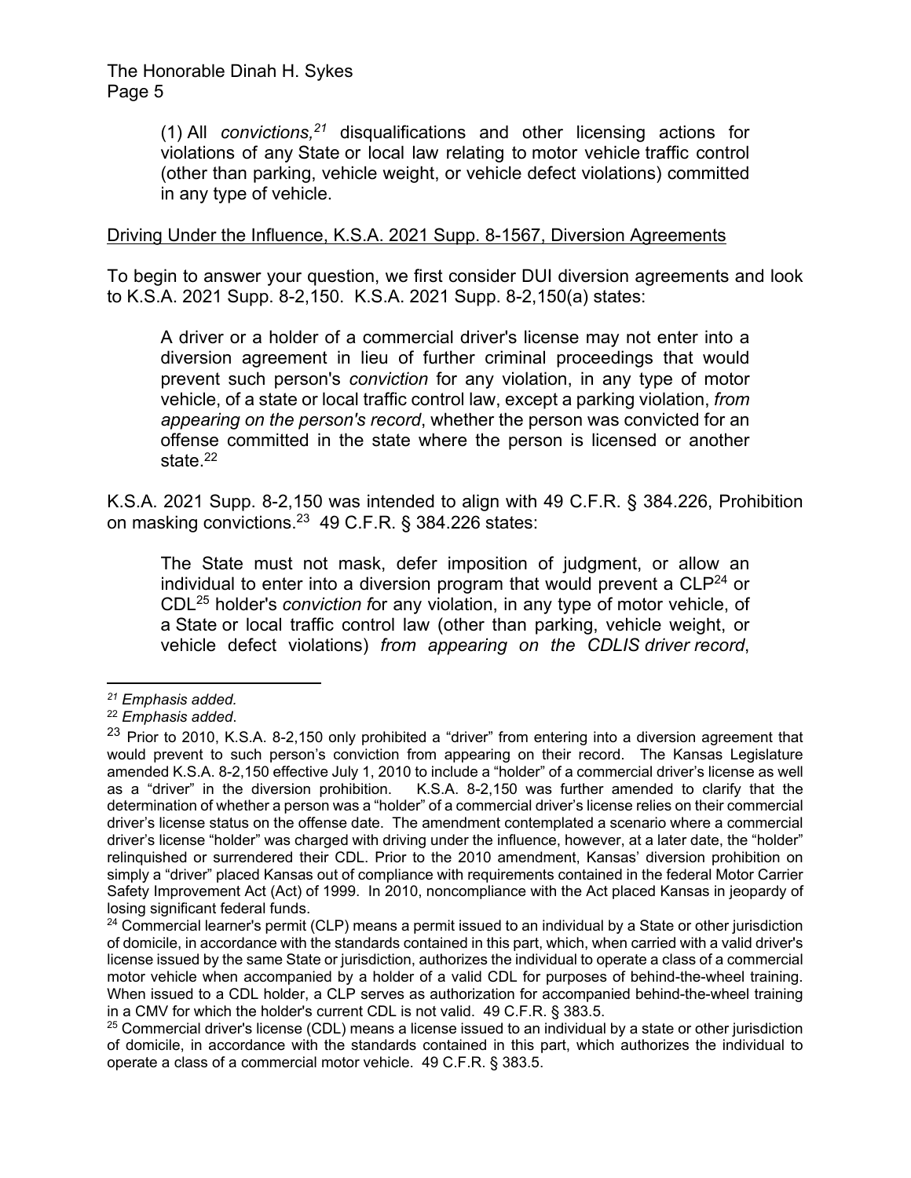(1) All *convictions,*[21] disqualifications and other licensing actions for violations of any State or local law relating to motor vehicle traffic control (other than parking, vehicle weight, or vehicle defect violations) committed in any type of vehicle.

<u>Driving Under the Influence, K.S.A. 2021 Supp. 8-1567, Diversion Agreements</u>

To begin to answer your question, we first consider DUI diversion agreements and look to K.S.A. 2021 Supp. 8-2,150. K.S.A. 2021 Supp. 8-2,150(a) states:

> A driver or a holder of a commercial driver's license may not enter into a diversion agreement in lieu of further criminal proceedings that would prevent such person's *conviction* for any violation, in any type of motor vehicle, of a state or local traffic control law, except a parking violation, *from appearing on the person's record*, whether the person was convicted for an offense committed in the state where the person is licensed or another state.[22]

K.S.A. 2021 Supp. 8-2,150 was intended to align with 49 C.F.R. § 384.226, Prohibition on masking convictions.[23] 49 C.F.R. § 384.226 states:

> The State must not mask, defer imposition of judgment, or allow an individual to enter into a diversion program that would prevent a CLP[24] or CDL[25] holder's *conviction f*or any violation, in any type of motor vehicle, of a State or local traffic control law (other than parking, vehicle weight, or vehicle defect violations) *from appearing on the CDLIS driver record*,

---

[21] *Emphasis added.*

[22] *Emphasis added*.

[23] Prior to 2010, K.S.A. 8-2,150 only prohibited a "driver" from entering into a diversion agreement that would prevent to such person's conviction from appearing on their record. The Kansas Legislature amended K.S.A. 8-2,150 effective July 1, 2010 to include a "holder" of a commercial driver's license as well as a "driver" in the diversion prohibition. K.S.A. 8-2,150 was further amended to clarify that the determination of whether a person was a "holder" of a commercial driver's license relies on their commercial driver's license status on the offense date. The amendment contemplated a scenario where a commercial driver's license "holder" was charged with driving under the influence, however, at a later date, the "holder" relinquished or surrendered their CDL. Prior to the 2010 amendment, Kansas' diversion prohibition on simply a "driver" placed Kansas out of compliance with requirements contained in the federal Motor Carrier Safety Improvement Act (Act) of 1999. In 2010, noncompliance with the Act placed Kansas in jeopardy of losing significant federal funds.

[24] Commercial learner's permit (CLP) means a permit issued to an individual by a State or other jurisdiction of domicile, in accordance with the standards contained in this part, which, when carried with a valid driver's license issued by the same State or jurisdiction, authorizes the individual to operate a class of a commercial motor vehicle when accompanied by a holder of a valid CDL for purposes of behind-the-wheel training. When issued to a CDL holder, a CLP serves as authorization for accompanied behind-the-wheel training in a CMV for which the holder's current CDL is not valid. 49 C.F.R. § 383.5.

[25] Commercial driver's license (CDL) means a license issued to an individual by a state or other jurisdiction of domicile, in accordance with the standards contained in this part, which authorizes the individual to operate a class of a commercial motor vehicle. 49 C.F.R. § 383.5.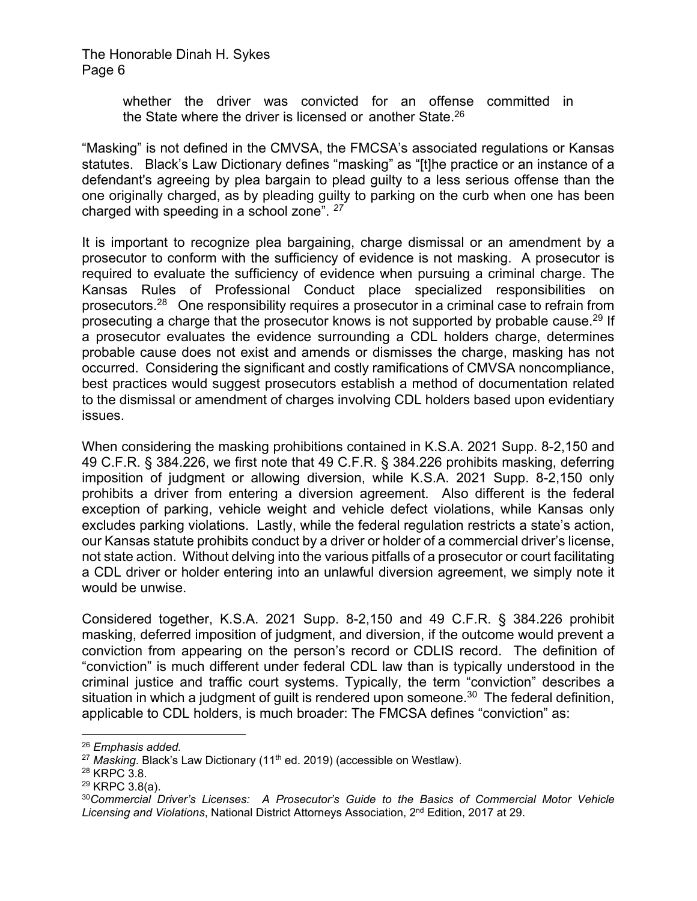whether the driver was convicted for an offense committed in the State where the driver is licensed or another State.[26]

"Masking" is not defined in the CMVSA, the FMCSA's associated regulations or Kansas statutes. Black's Law Dictionary defines "masking" as "[t]he practice or an instance of a defendant's agreeing by plea bargain to plead guilty to a less serious offense than the one originally charged, as by pleading guilty to parking on the curb when one has been charged with speeding in a school zone". [27]

It is important to recognize plea bargaining, charge dismissal or an amendment by a prosecutor to conform with the sufficiency of evidence is not masking. A prosecutor is required to evaluate the sufficiency of evidence when pursuing a criminal charge. The Kansas Rules of Professional Conduct place specialized responsibilities on prosecutors.[28] One responsibility requires a prosecutor in a criminal case to refrain from prosecuting a charge that the prosecutor knows is not supported by probable cause.[29] If a prosecutor evaluates the evidence surrounding a CDL holders charge, determines probable cause does not exist and amends or dismisses the charge, masking has not occurred. Considering the significant and costly ramifications of CMVSA noncompliance, best practices would suggest prosecutors establish a method of documentation related to the dismissal or amendment of charges involving CDL holders based upon evidentiary issues.

When considering the masking prohibitions contained in K.S.A. 2021 Supp. 8-2,150 and 49 C.F.R. § 384.226, we first note that 49 C.F.R. § 384.226 prohibits masking, deferring imposition of judgment or allowing diversion, while K.S.A. 2021 Supp. 8-2,150 only prohibits a driver from entering a diversion agreement. Also different is the federal exception of parking, vehicle weight and vehicle defect violations, while Kansas only excludes parking violations. Lastly, while the federal regulation restricts a state's action, our Kansas statute prohibits conduct by a driver or holder of a commercial driver's license, not state action. Without delving into the various pitfalls of a prosecutor or court facilitating a CDL driver or holder entering into an unlawful diversion agreement, we simply note it would be unwise.

Considered together, K.S.A. 2021 Supp. 8-2,150 and 49 C.F.R. § 384.226 prohibit masking, deferred imposition of judgment, and diversion, if the outcome would prevent a conviction from appearing on the person's record or CDLIS record. The definition of "conviction" is much different under federal CDL law than is typically understood in the criminal justice and traffic court systems. Typically, the term "conviction" describes a situation in which a judgment of guilt is rendered upon someone.[30] The federal definition, applicable to CDL holders, is much broader: The FMCSA defines "conviction" as:

---

[26] *Emphasis added.*

[27] *Masking*. Black's Law Dictionary (11th ed. 2019) (accessible on Westlaw).

[28] KRPC 3.8.

[29] KRPC 3.8(a).

[30] *Commercial Driver's Licenses: A Prosecutor's Guide to the Basics of Commercial Motor Vehicle Licensing and Violations*, National District Attorneys Association, 2nd Edition, 2017 at 29.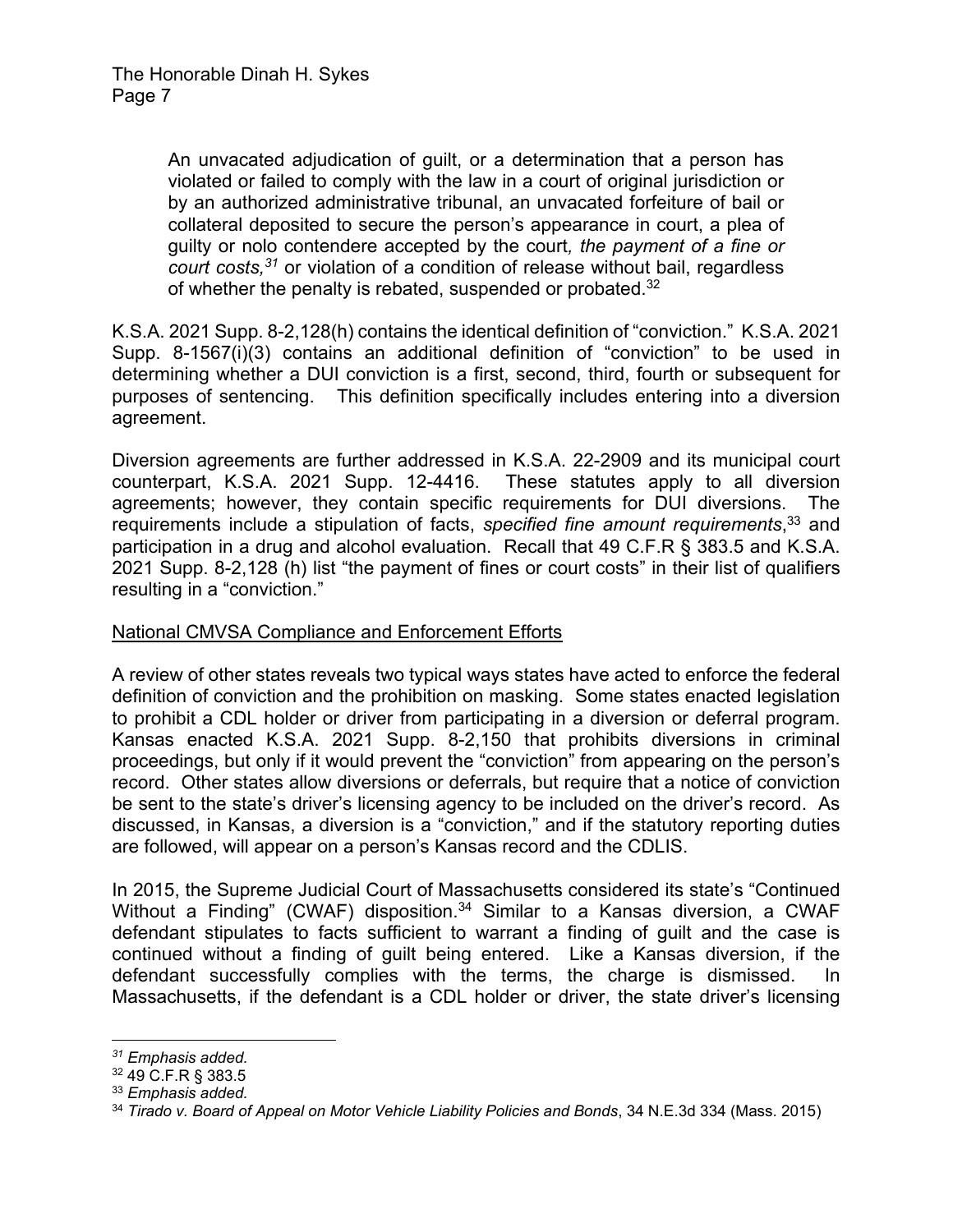An unvacated adjudication of guilt, or a determination that a person has violated or failed to comply with the law in a court of original jurisdiction or by an authorized administrative tribunal, an unvacated forfeiture of bail or collateral deposited to secure the person's appearance in court, a plea of guilty or nolo contendere accepted by the court*, the payment of a fine or court costs,*[31] or violation of a condition of release without bail, regardless of whether the penalty is rebated, suspended or probated.[32]

K.S.A. 2021 Supp. 8-2,128(h) contains the identical definition of "conviction." K.S.A. 2021 Supp. 8-1567(i)(3) contains an additional definition of "conviction" to be used in determining whether a DUI conviction is a first, second, third, fourth or subsequent for purposes of sentencing. This definition specifically includes entering into a diversion agreement.

Diversion agreements are further addressed in K.S.A. 22-2909 and its municipal court counterpart, K.S.A. 2021 Supp. 12-4416. These statutes apply to all diversion agreements; however, they contain specific requirements for DUI diversions. The requirements include a stipulation of facts, *specified fine amount requirements*,[33] and participation in a drug and alcohol evaluation. Recall that 49 C.F.R § 383.5 and K.S.A. 2021 Supp. 8-2,128 (h) list "the payment of fines or court costs" in their list of qualifiers resulting in a "conviction."

## National CMVSA Compliance and Enforcement Efforts

A review of other states reveals two typical ways states have acted to enforce the federal definition of conviction and the prohibition on masking. Some states enacted legislation to prohibit a CDL holder or driver from participating in a diversion or deferral program. Kansas enacted K.S.A. 2021 Supp. 8-2,150 that prohibits diversions in criminal proceedings, but only if it would prevent the "conviction" from appearing on the person's record. Other states allow diversions or deferrals, but require that a notice of conviction be sent to the state's driver's licensing agency to be included on the driver's record. As discussed, in Kansas, a diversion is a "conviction," and if the statutory reporting duties are followed, will appear on a person's Kansas record and the CDLIS.

In 2015, the Supreme Judicial Court of Massachusetts considered its state's "Continued Without a Finding" (CWAF) disposition.[34] Similar to a Kansas diversion, a CWAF defendant stipulates to facts sufficient to warrant a finding of guilt and the case is continued without a finding of guilt being entered. Like a Kansas diversion, if the defendant successfully complies with the terms, the charge is dismissed. In Massachusetts, if the defendant is a CDL holder or driver, the state driver's licensing

---

[31] *Emphasis added.*

[32] 49 C.F.R § 383.5

[33] *Emphasis added.*

[34] *Tirado v. Board of Appeal on Motor Vehicle Liability Policies and Bonds*, 34 N.E.3d 334 (Mass. 2015)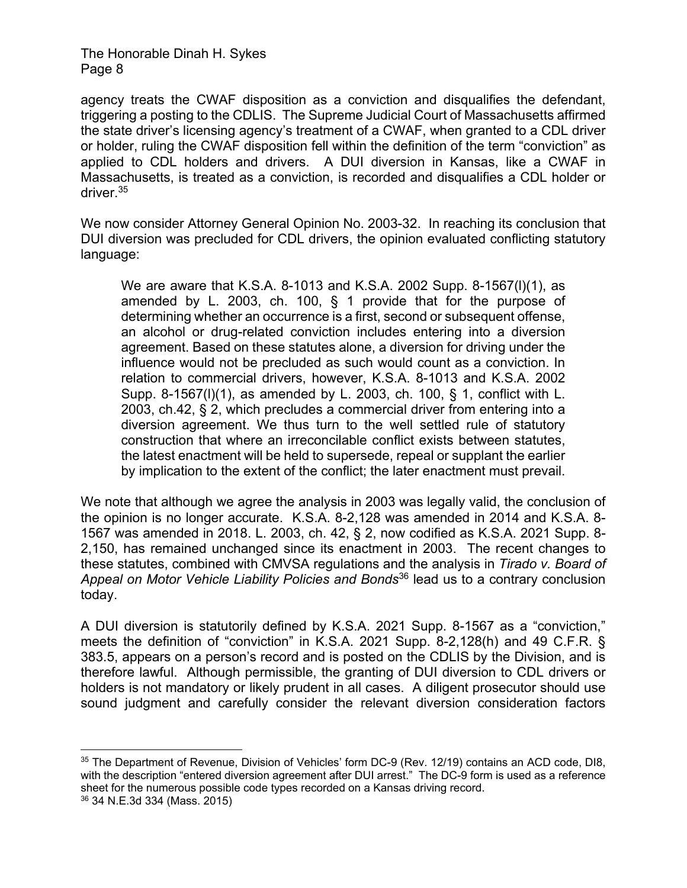agency treats the CWAF disposition as a conviction and disqualifies the defendant, triggering a posting to the CDLIS. The Supreme Judicial Court of Massachusetts affirmed the state driver's licensing agency's treatment of a CWAF, when granted to a CDL driver or holder, ruling the CWAF disposition fell within the definition of the term "conviction" as applied to CDL holders and drivers. A DUI diversion in Kansas, like a CWAF in Massachusetts, is treated as a conviction, is recorded and disqualifies a CDL holder or driver.[35]

We now consider Attorney General Opinion No. 2003-32. In reaching its conclusion that DUI diversion was precluded for CDL drivers, the opinion evaluated conflicting statutory language:

> We are aware that K.S.A. 8-1013 and K.S.A. 2002 Supp. 8-1567(l)(1), as amended by L. 2003, ch. 100, § 1 provide that for the purpose of determining whether an occurrence is a first, second or subsequent offense, an alcohol or drug-related conviction includes entering into a diversion agreement. Based on these statutes alone, a diversion for driving under the influence would not be precluded as such would count as a conviction. In relation to commercial drivers, however, K.S.A. 8-1013 and K.S.A. 2002 Supp. 8-1567(l)(1), as amended by L. 2003, ch. 100, § 1, conflict with L. 2003, ch.42, § 2, which precludes a commercial driver from entering into a diversion agreement. We thus turn to the well settled rule of statutory construction that where an irreconcilable conflict exists between statutes, the latest enactment will be held to supersede, repeal or supplant the earlier by implication to the extent of the conflict; the later enactment must prevail.

We note that although we agree the analysis in 2003 was legally valid, the conclusion of the opinion is no longer accurate. K.S.A. 8-2,128 was amended in 2014 and K.S.A. 8-1567 was amended in 2018. L. 2003, ch. 42, § 2, now codified as K.S.A. 2021 Supp. 8-2,150, has remained unchanged since its enactment in 2003. The recent changes to these statutes, combined with CMVSA regulations and the analysis in *Tirado v. Board of Appeal on Motor Vehicle Liability Policies and Bonds*[36] lead us to a contrary conclusion today.

A DUI diversion is statutorily defined by K.S.A. 2021 Supp. 8-1567 as a "conviction," meets the definition of "conviction" in K.S.A. 2021 Supp. 8-2,128(h) and 49 C.F.R. § 383.5, appears on a person's record and is posted on the CDLIS by the Division, and is therefore lawful. Although permissible, the granting of DUI diversion to CDL drivers or holders is not mandatory or likely prudent in all cases. A diligent prosecutor should use sound judgment and carefully consider the relevant diversion consideration factors

---

[35] The Department of Revenue, Division of Vehicles' form DC-9 (Rev. 12/19) contains an ACD code, DI8, with the description "entered diversion agreement after DUI arrest." The DC-9 form is used as a reference sheet for the numerous possible code types recorded on a Kansas driving record.

[36] 34 N.E.3d 334 (Mass. 2015)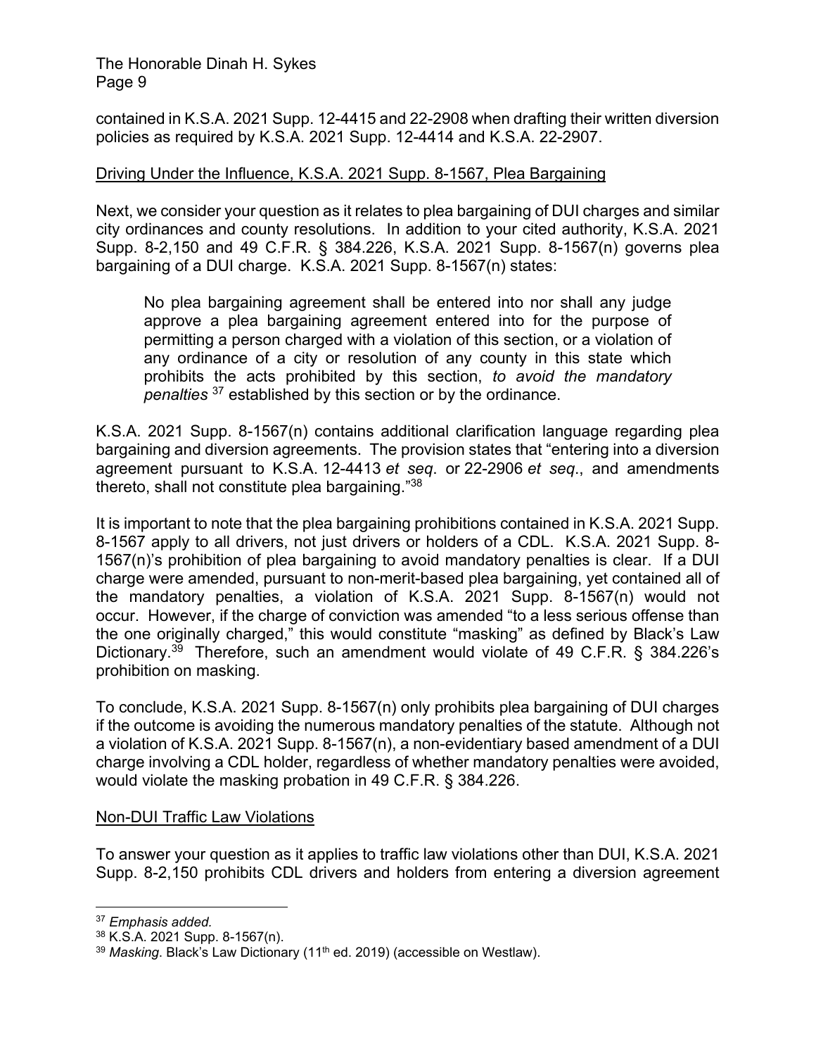contained in K.S.A. 2021 Supp. 12-4415 and 22-2908 when drafting their written diversion policies as required by K.S.A. 2021 Supp. 12-4414 and K.S.A. 22-2907.

## Driving Under the Influence, K.S.A. 2021 Supp. 8-1567, Plea Bargaining

Next, we consider your question as it relates to plea bargaining of DUI charges and similar city ordinances and county resolutions. In addition to your cited authority, K.S.A. 2021 Supp. 8-2,150 and 49 C.F.R. § 384.226, K.S.A. 2021 Supp. 8-1567(n) governs plea bargaining of a DUI charge. K.S.A. 2021 Supp. 8-1567(n) states:

> No plea bargaining agreement shall be entered into nor shall any judge approve a plea bargaining agreement entered into for the purpose of permitting a person charged with a violation of this section, or a violation of any ordinance of a city or resolution of any county in this state which prohibits the acts prohibited by this section, *to avoid the mandatory penalties* [37] established by this section or by the ordinance.

K.S.A. 2021 Supp. 8-1567(n) contains additional clarification language regarding plea bargaining and diversion agreements. The provision states that "entering into a diversion agreement pursuant to K.S.A. 12-4413 *et seq*. or 22-2906 *et seq*., and amendments thereto, shall not constitute plea bargaining."[38]

It is important to note that the plea bargaining prohibitions contained in K.S.A. 2021 Supp. 8-1567 apply to all drivers, not just drivers or holders of a CDL. K.S.A. 2021 Supp. 8-1567(n)'s prohibition of plea bargaining to avoid mandatory penalties is clear. If a DUI charge were amended, pursuant to non-merit-based plea bargaining, yet contained all of the mandatory penalties, a violation of K.S.A. 2021 Supp. 8-1567(n) would not occur. However, if the charge of conviction was amended "to a less serious offense than the one originally charged," this would constitute "masking" as defined by Black's Law Dictionary.[39] Therefore, such an amendment would violate of 49 C.F.R. § 384.226's prohibition on masking.

To conclude, K.S.A. 2021 Supp. 8-1567(n) only prohibits plea bargaining of DUI charges if the outcome is avoiding the numerous mandatory penalties of the statute. Although not a violation of K.S.A. 2021 Supp. 8-1567(n), a non-evidentiary based amendment of a DUI charge involving a CDL holder, regardless of whether mandatory penalties were avoided, would violate the masking probation in 49 C.F.R. § 384.226.

## Non-DUI Traffic Law Violations

To answer your question as it applies to traffic law violations other than DUI, K.S.A. 2021 Supp. 8-2,150 prohibits CDL drivers and holders from entering a diversion agreement

---

[37] *Emphasis added*.

[38] K.S.A. 2021 Supp. 8-1567(n).

[39] *Masking*. Black's Law Dictionary (11th ed. 2019) (accessible on Westlaw).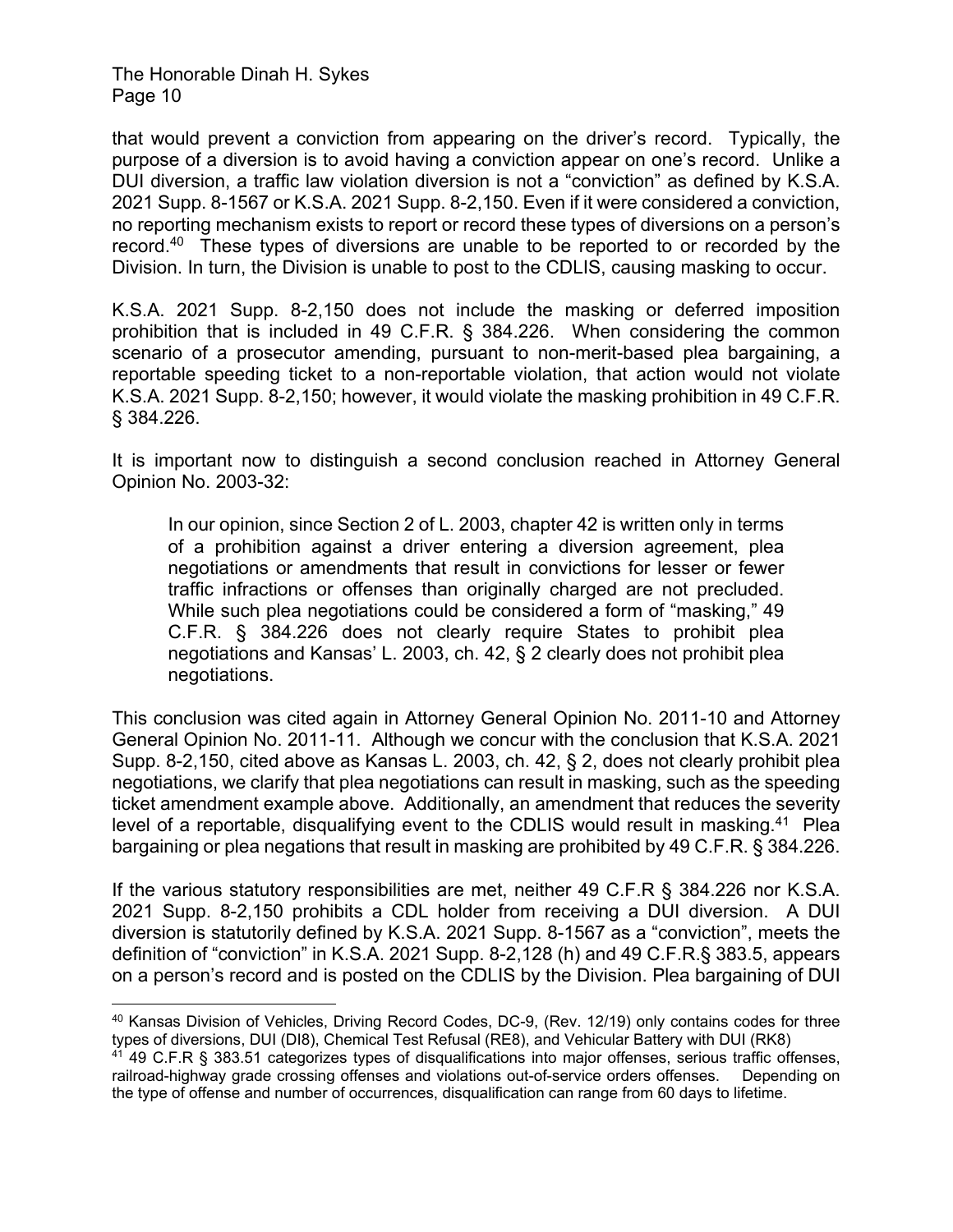that would prevent a conviction from appearing on the driver's record. Typically, the purpose of a diversion is to avoid having a conviction appear on one's record. Unlike a DUI diversion, a traffic law violation diversion is not a "conviction" as defined by K.S.A. 2021 Supp. 8-1567 or K.S.A. 2021 Supp. 8-2,150. Even if it were considered a conviction, no reporting mechanism exists to report or record these types of diversions on a person's record.[40] These types of diversions are unable to be reported to or recorded by the Division. In turn, the Division is unable to post to the CDLIS, causing masking to occur.

K.S.A. 2021 Supp. 8-2,150 does not include the masking or deferred imposition prohibition that is included in 49 C.F.R. § 384.226. When considering the common scenario of a prosecutor amending, pursuant to non-merit-based plea bargaining, a reportable speeding ticket to a non-reportable violation, that action would not violate K.S.A. 2021 Supp. 8-2,150; however, it would violate the masking prohibition in 49 C.F.R. § 384.226.

It is important now to distinguish a second conclusion reached in Attorney General Opinion No. 2003-32:

> In our opinion, since Section 2 of L. 2003, chapter 42 is written only in terms of a prohibition against a driver entering a diversion agreement, plea negotiations or amendments that result in convictions for lesser or fewer traffic infractions or offenses than originally charged are not precluded. While such plea negotiations could be considered a form of "masking," 49 C.F.R. § 384.226 does not clearly require States to prohibit plea negotiations and Kansas' L. 2003, ch. 42, § 2 clearly does not prohibit plea negotiations.

This conclusion was cited again in Attorney General Opinion No. 2011-10 and Attorney General Opinion No. 2011-11. Although we concur with the conclusion that K.S.A. 2021 Supp. 8-2,150, cited above as Kansas L. 2003, ch. 42, § 2, does not clearly prohibit plea negotiations, we clarify that plea negotiations can result in masking, such as the speeding ticket amendment example above. Additionally, an amendment that reduces the severity level of a reportable, disqualifying event to the CDLIS would result in masking.[41] Plea bargaining or plea negations that result in masking are prohibited by 49 C.F.R. § 384.226.

If the various statutory responsibilities are met, neither 49 C.F.R § 384.226 nor K.S.A. 2021 Supp. 8-2,150 prohibits a CDL holder from receiving a DUI diversion. A DUI diversion is statutorily defined by K.S.A. 2021 Supp. 8-1567 as a "conviction", meets the definition of "conviction" in K.S.A. 2021 Supp. 8-2,128 (h) and 49 C.F.R.§ 383.5, appears on a person's record and is posted on the CDLIS by the Division. Plea bargaining of DUI

---

[40] Kansas Division of Vehicles, Driving Record Codes, DC-9, (Rev. 12/19) only contains codes for three types of diversions, DUI (DI8), Chemical Test Refusal (RE8), and Vehicular Battery with DUI (RK8)

[41] 49 C.F.R § 383.51 categorizes types of disqualifications into major offenses, serious traffic offenses, railroad-highway grade crossing offenses and violations out-of-service orders offenses. Depending on the type of offense and number of occurrences, disqualification can range from 60 days to lifetime.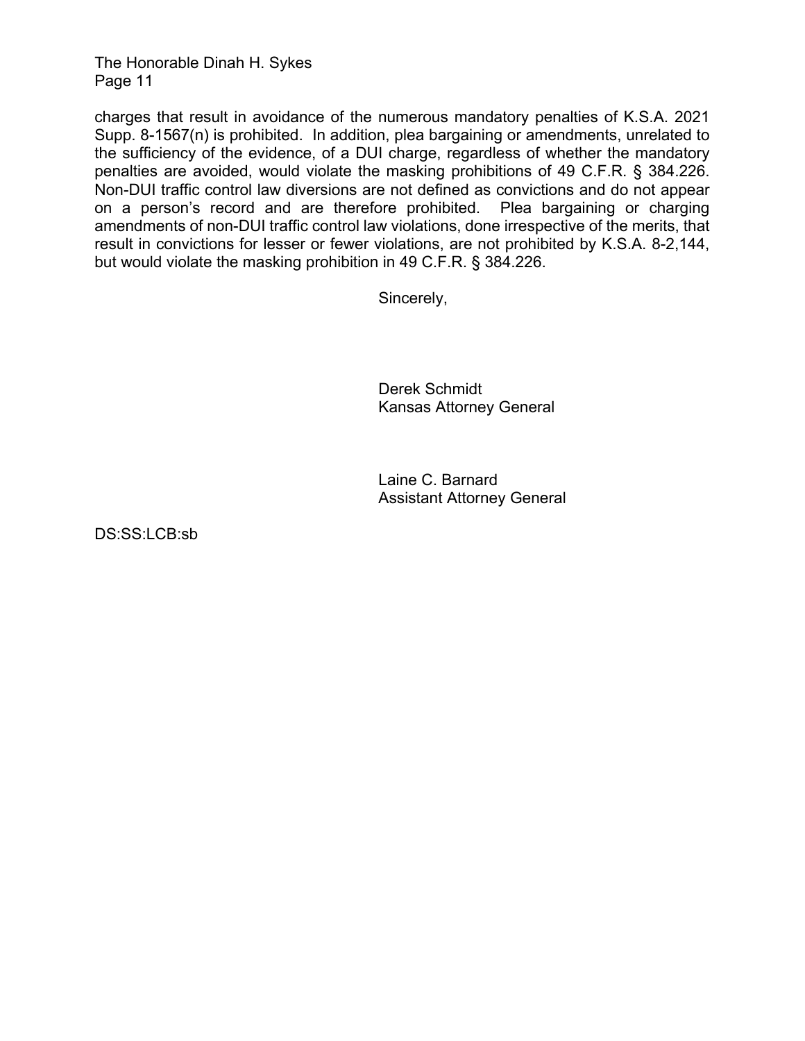charges that result in avoidance of the numerous mandatory penalties of K.S.A. 2021 Supp. 8-1567(n) is prohibited. In addition, plea bargaining or amendments, unrelated to the sufficiency of the evidence, of a DUI charge, regardless of whether the mandatory penalties are avoided, would violate the masking prohibitions of 49 C.F.R. § 384.226. Non-DUI traffic control law diversions are not defined as convictions and do not appear on a person's record and are therefore prohibited. Plea bargaining or charging amendments of non-DUI traffic control law violations, done irrespective of the merits, that result in convictions for lesser or fewer violations, are not prohibited by K.S.A. 8-2,144, but would violate the masking prohibition in 49 C.F.R. § 384.226.

Sincerely,

Derek Schmidt
Kansas Attorney General

Laine C. Barnard
Assistant Attorney General

DS:SS:LCB:sb